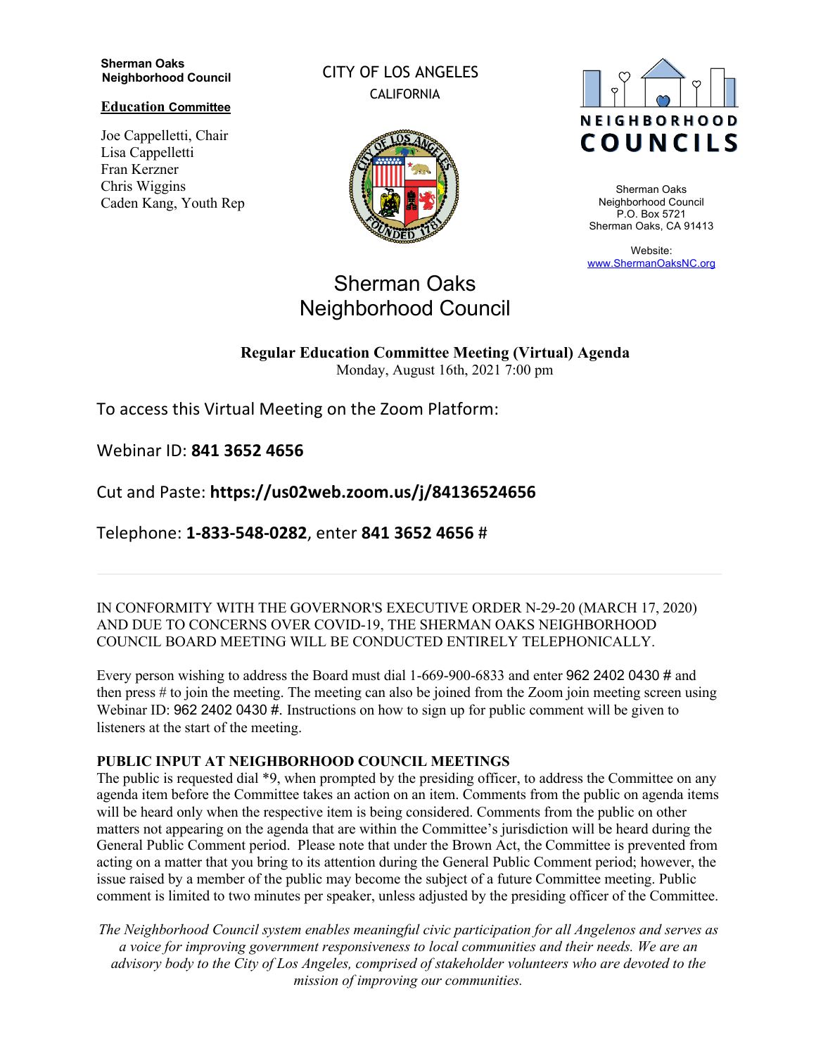**Sherman Oaks Neighborhood Council**

**Education Committee**

Joe Cappelletti, Chair
Lisa Cappelletti
Fran Kerzner
Chris Wiggins
Caden Kang, Youth Rep

CITY OF LOS ANGELES
CALIFORNIA

NEIGHBORHOOD COUNCILS

Sherman Oaks
Neighborhood Council
P.O. Box 5721
Sherman Oaks, CA 91413

Website:
www.ShermanOaksNC.org

# Sherman Oaks Neighborhood Council

**Regular Education Committee Meeting (Virtual) Agenda**
Monday, August 16th, 2021 7:00 pm

To access this Virtual Meeting on the Zoom Platform:

Webinar ID: **841 3652 4656**

Cut and Paste: **https://us02web.zoom.us/j/84136524656**

Telephone: **1-833-548-0282**, enter **841 3652 4656** #

---

IN CONFORMITY WITH THE GOVERNOR'S EXECUTIVE ORDER N-29-20 (MARCH 17, 2020) AND DUE TO CONCERNS OVER COVID-19, THE SHERMAN OAKS NEIGHBORHOOD COUNCIL BOARD MEETING WILL BE CONDUCTED ENTIRELY TELEPHONICALLY.

Every person wishing to address the Board must dial 1-669-900-6833 and enter 962 2402 0430 # and then press # to join the meeting. The meeting can also be joined from the Zoom join meeting screen using Webinar ID: 962 2402 0430 #. Instructions on how to sign up for public comment will be given to listeners at the start of the meeting.

**PUBLIC INPUT AT NEIGHBORHOOD COUNCIL MEETINGS**
The public is requested dial *9, when prompted by the presiding officer, to address the Committee on any agenda item before the Committee takes an action on an item. Comments from the public on agenda items will be heard only when the respective item is being considered. Comments from the public on other matters not appearing on the agenda that are within the Committee's jurisdiction will be heard during the General Public Comment period. Please note that under the Brown Act, the Committee is prevented from acting on a matter that you bring to its attention during the General Public Comment period; however, the issue raised by a member of the public may become the subject of a future Committee meeting. Public comment is limited to two minutes per speaker, unless adjusted by the presiding officer of the Committee.

*The Neighborhood Council system enables meaningful civic participation for all Angelenos and serves as a voice for improving government responsiveness to local communities and their needs. We are an advisory body to the City of Los Angeles, comprised of stakeholder volunteers who are devoted to the mission of improving our communities.*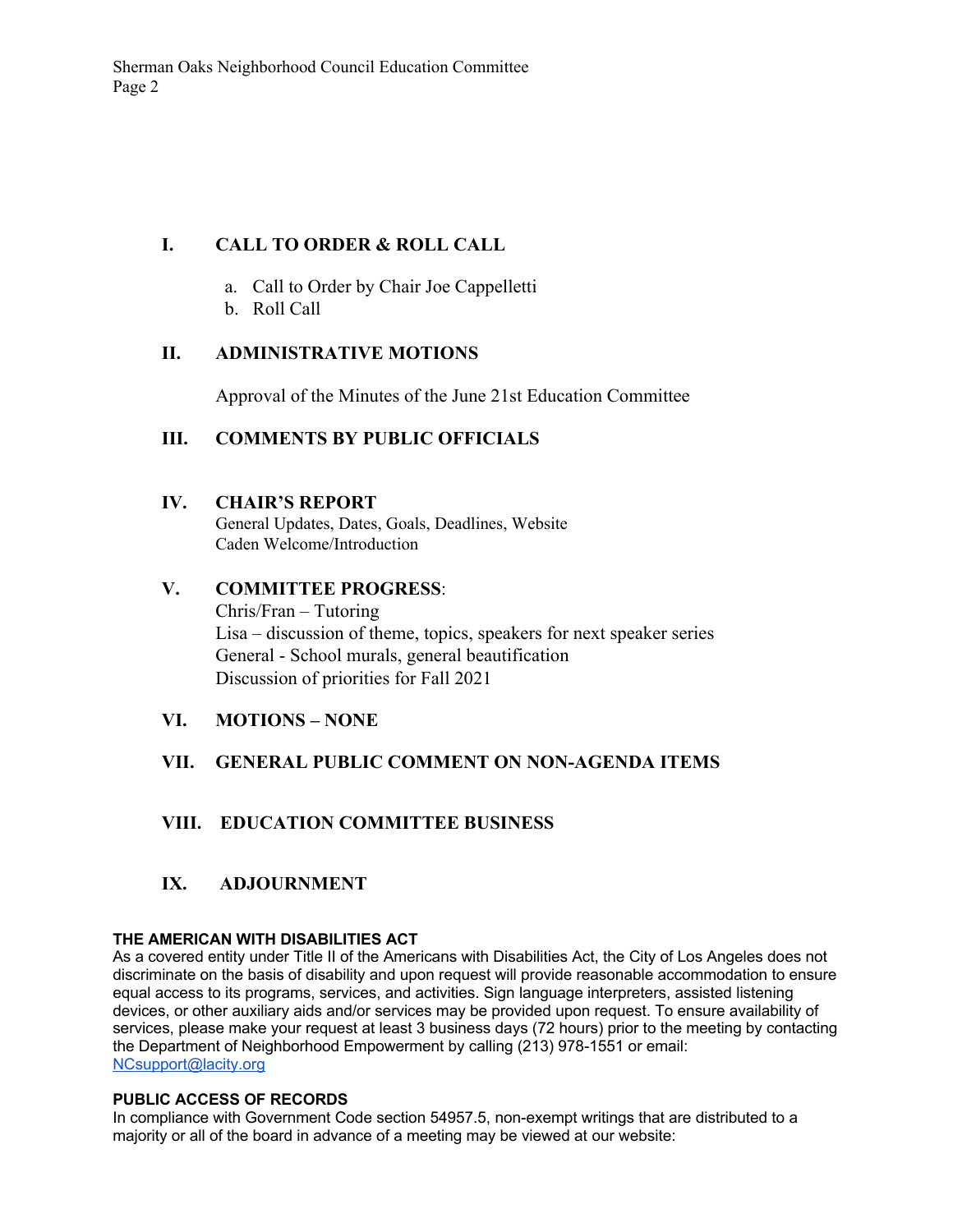## I. CALL TO ORDER & ROLL CALL

a. Call to Order by Chair Joe Cappelletti
b. Roll Call

## II. ADMINISTRATIVE MOTIONS

Approval of the Minutes of the June 21st Education Committee

## III. COMMENTS BY PUBLIC OFFICIALS

## IV. CHAIR'S REPORT

General Updates, Dates, Goals, Deadlines, Website
Caden Welcome/Introduction

## V. COMMITTEE PROGRESS:

Chris/Fran – Tutoring
Lisa – discussion of theme, topics, speakers for next speaker series
General - School murals, general beautification
Discussion of priorities for Fall 2021

## VI. MOTIONS – NONE

## VII. GENERAL PUBLIC COMMENT ON NON-AGENDA ITEMS

## VIII. EDUCATION COMMITTEE BUSINESS

## IX. ADJOURNMENT

**THE AMERICAN WITH DISABILITIES ACT**
As a covered entity under Title II of the Americans with Disabilities Act, the City of Los Angeles does not discriminate on the basis of disability and upon request will provide reasonable accommodation to ensure equal access to its programs, services, and activities. Sign language interpreters, assisted listening devices, or other auxiliary aids and/or services may be provided upon request. To ensure availability of services, please make your request at least 3 business days (72 hours) prior to the meeting by contacting the Department of Neighborhood Empowerment by calling (213) 978-1551 or email: NCsupport@lacity.org

**PUBLIC ACCESS OF RECORDS**
In compliance with Government Code section 54957.5, non-exempt writings that are distributed to a majority or all of the board in advance of a meeting may be viewed at our website: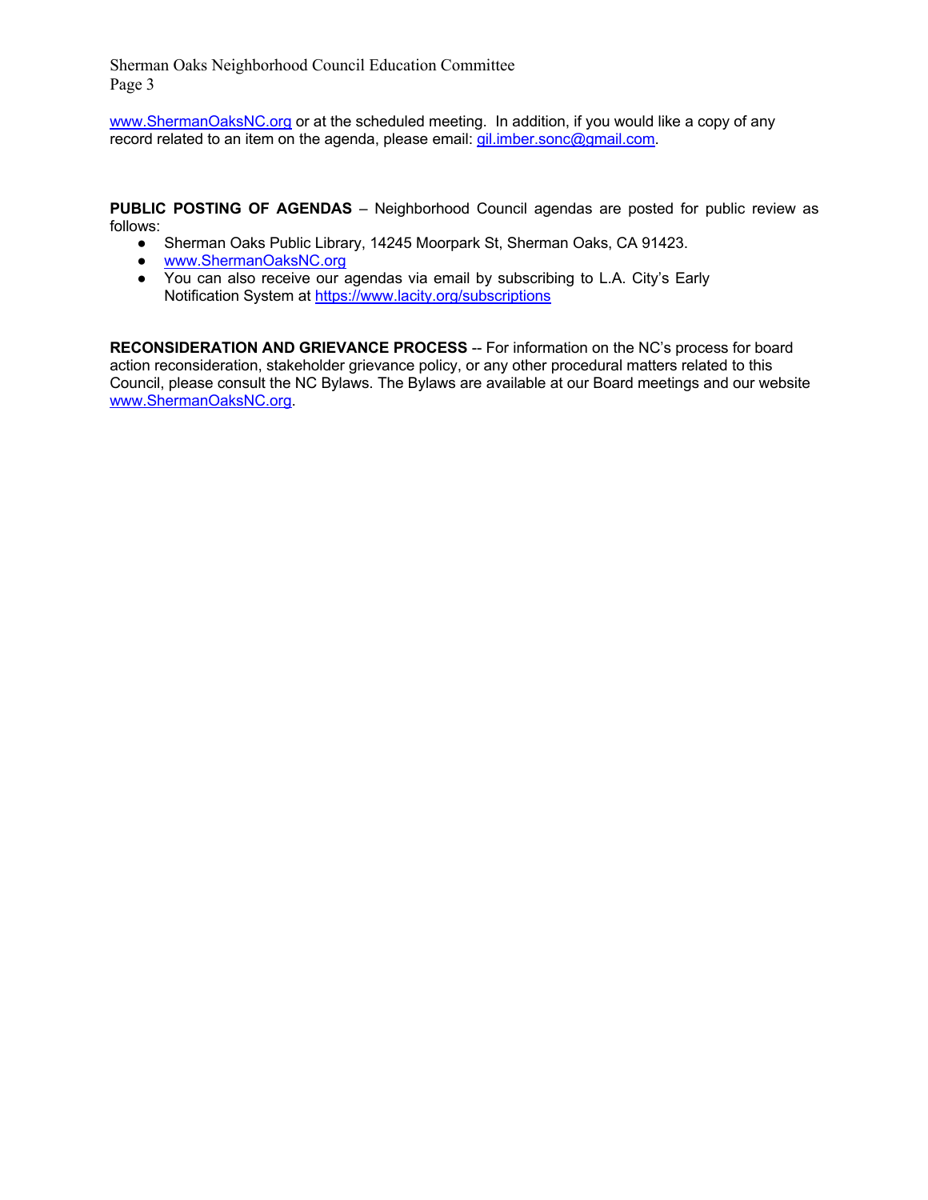www.ShermanOaksNC.org or at the scheduled meeting. In addition, if you would like a copy of any record related to an item on the agenda, please email: gil.imber.sonc@gmail.com.

**PUBLIC POSTING OF AGENDAS** – Neighborhood Council agendas are posted for public review as follows:

- Sherman Oaks Public Library, 14245 Moorpark St, Sherman Oaks, CA 91423.
- www.ShermanOaksNC.org
- You can also receive our agendas via email by subscribing to L.A. City's Early Notification System at https://www.lacity.org/subscriptions

**RECONSIDERATION AND GRIEVANCE PROCESS** -- For information on the NC's process for board action reconsideration, stakeholder grievance policy, or any other procedural matters related to this Council, please consult the NC Bylaws. The Bylaws are available at our Board meetings and our website www.ShermanOaksNC.org.